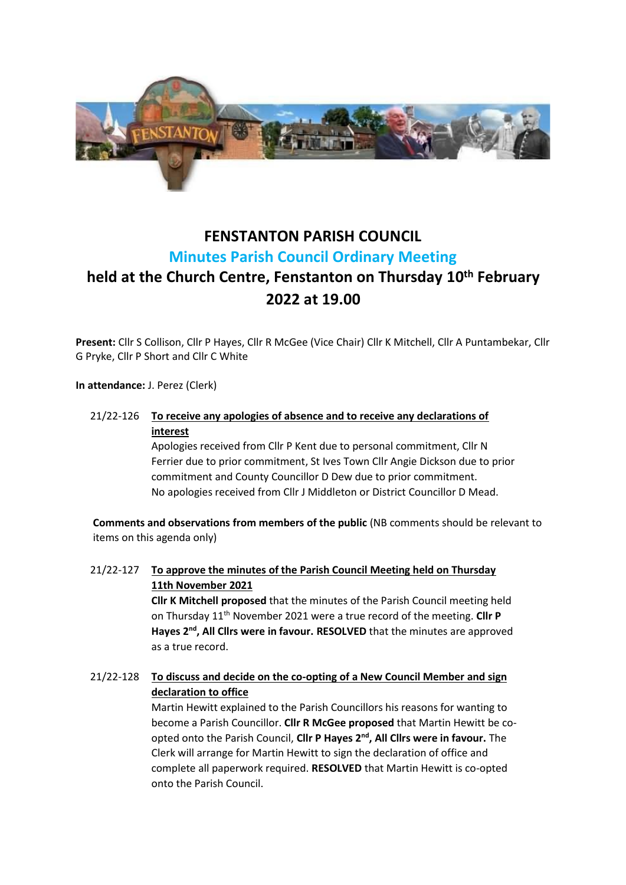# FENSTANTON PARISH COUNCIL

## Minutes Parish Council Ordinary Meeting

## held at the Church Centre, Fenstanton on Thursday 10th February 2022 at 19.00

**Present:** Cllr S Collison, Cllr P Hayes, Cllr R McGee (Vice Chair) Cllr K Mitchell, Cllr A Puntambekar, Cllr G Pryke, Cllr P Short and Cllr C White

**In attendance:** J. Perez (Clerk)

21/22-126 **To receive any apologies of absence and to receive any declarations of interest**

Apologies received from Cllr P Kent due to personal commitment, Cllr N Ferrier due to prior commitment, St Ives Town Cllr Angie Dickson due to prior commitment and County Councillor D Dew due to prior commitment.
No apologies received from Cllr J Middleton or District Councillor D Mead.

**Comments and observations from members of the public** (NB comments should be relevant to items on this agenda only)

21/22-127 **To approve the minutes of the Parish Council Meeting held on Thursday 11th November 2021**

**Cllr K Mitchell proposed** that the minutes of the Parish Council meeting held on Thursday 11th November 2021 were a true record of the meeting. **Cllr P Hayes 2nd, All Cllrs were in favour. RESOLVED** that the minutes are approved as a true record.

21/22-128 **To discuss and decide on the co-opting of a New Council Member and sign declaration to office**

Martin Hewitt explained to the Parish Councillors his reasons for wanting to become a Parish Councillor. **Cllr R McGee proposed** that Martin Hewitt be co-opted onto the Parish Council, **Cllr P Hayes 2nd, All Cllrs were in favour.** The Clerk will arrange for Martin Hewitt to sign the declaration of office and complete all paperwork required. **RESOLVED** that Martin Hewitt is co-opted onto the Parish Council.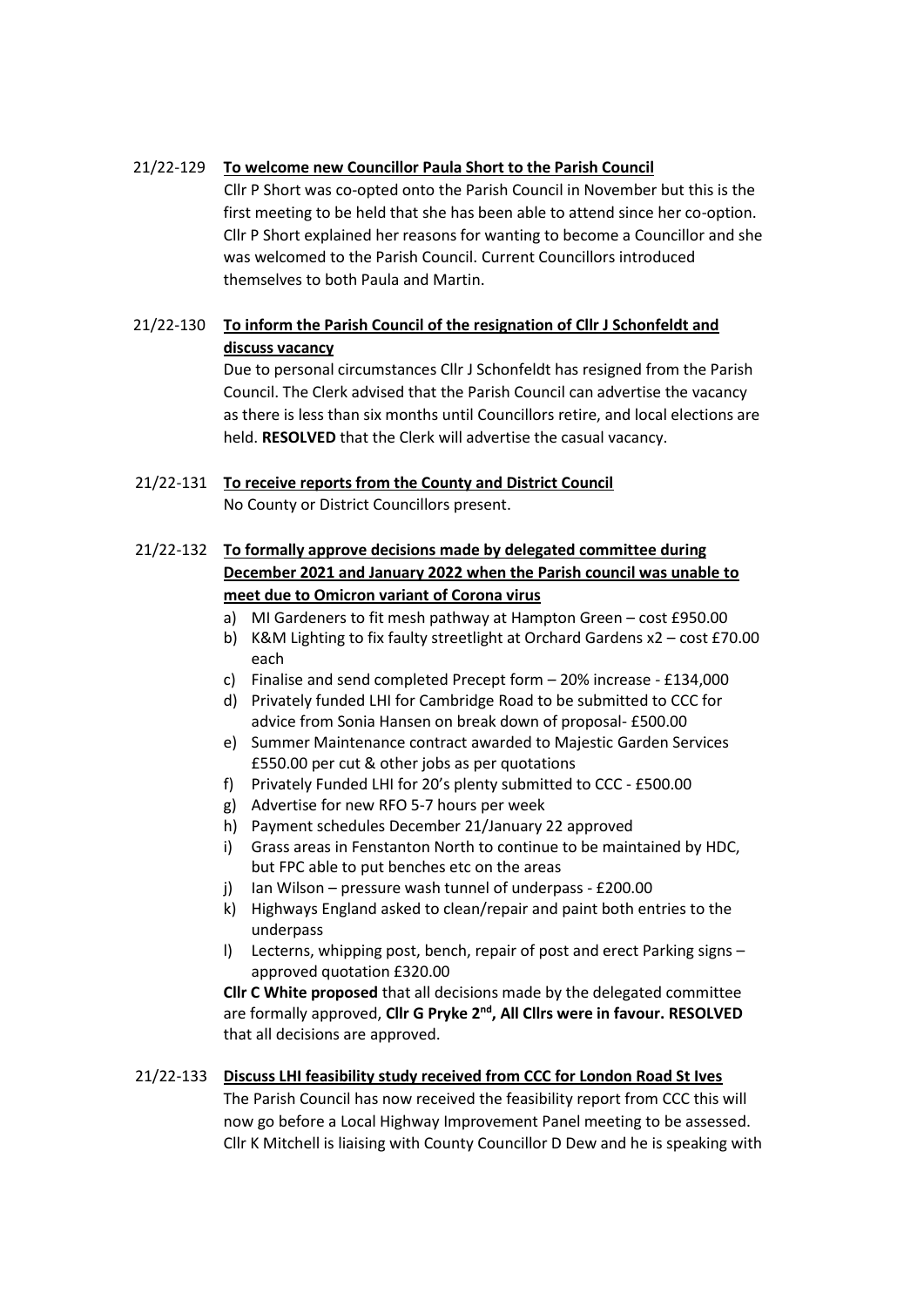21/22-129 **To welcome new Councillor Paula Short to the Parish Council**

Cllr P Short was co-opted onto the Parish Council in November but this is the first meeting to be held that she has been able to attend since her co-option. Cllr P Short explained her reasons for wanting to become a Councillor and she was welcomed to the Parish Council. Current Councillors introduced themselves to both Paula and Martin.

21/22-130 **To inform the Parish Council of the resignation of Cllr J Schonfeldt and discuss vacancy**

Due to personal circumstances Cllr J Schonfeldt has resigned from the Parish Council. The Clerk advised that the Parish Council can advertise the vacancy as there is less than six months until Councillors retire, and local elections are held. **RESOLVED** that the Clerk will advertise the casual vacancy.

21/22-131 **To receive reports from the County and District Council**

No County or District Councillors present.

21/22-132 **To formally approve decisions made by delegated committee during December 2021 and January 2022 when the Parish council was unable to meet due to Omicron variant of Corona virus**

a) MI Gardeners to fit mesh pathway at Hampton Green – cost £950.00
b) K&M Lighting to fix faulty streetlight at Orchard Gardens x2 – cost £70.00 each
c) Finalise and send completed Precept form – 20% increase - £134,000
d) Privately funded LHI for Cambridge Road to be submitted to CCC for advice from Sonia Hansen on break down of proposal- £500.00
e) Summer Maintenance contract awarded to Majestic Garden Services £550.00 per cut & other jobs as per quotations
f) Privately Funded LHI for 20's plenty submitted to CCC - £500.00
g) Advertise for new RFO 5-7 hours per week
h) Payment schedules December 21/January 22 approved
i) Grass areas in Fenstanton North to continue to be maintained by HDC, but FPC able to put benches etc on the areas
j) Ian Wilson – pressure wash tunnel of underpass - £200.00
k) Highways England asked to clean/repair and paint both entries to the underpass
l) Lecterns, whipping post, bench, repair of post and erect Parking signs – approved quotation £320.00

**Cllr C White proposed** that all decisions made by the delegated committee are formally approved, **Cllr G Pryke 2nd, All Cllrs were in favour. RESOLVED** that all decisions are approved.

21/22-133 **Discuss LHI feasibility study received from CCC for London Road St Ives**

The Parish Council has now received the feasibility report from CCC this will now go before a Local Highway Improvement Panel meeting to be assessed. Cllr K Mitchell is liaising with County Councillor D Dew and he is speaking with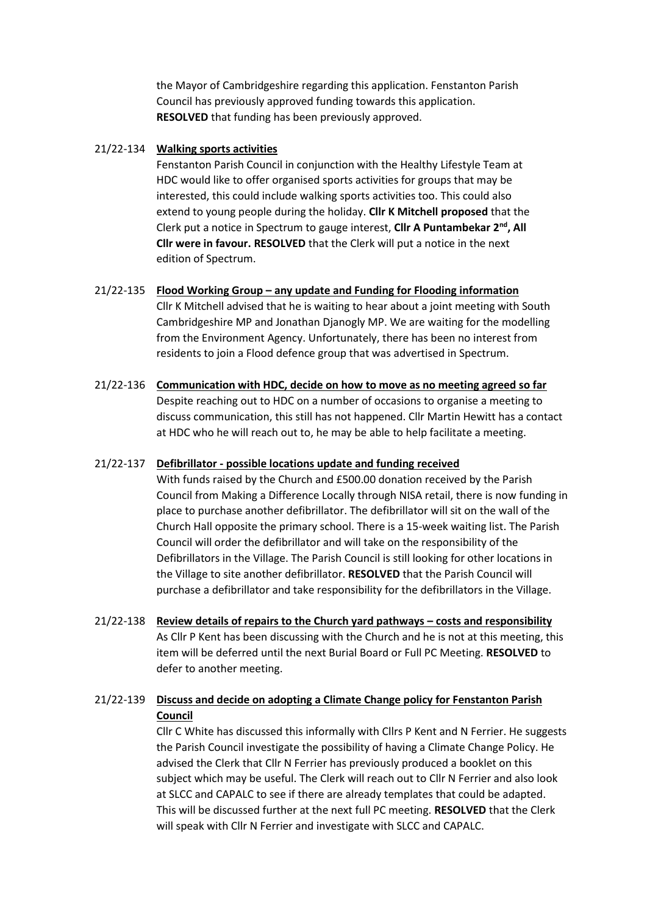the Mayor of Cambridgeshire regarding this application. Fenstanton Parish Council has previously approved funding towards this application. **RESOLVED** that funding has been previously approved.

21/22-134 **Walking sports activities**

Fenstanton Parish Council in conjunction with the Healthy Lifestyle Team at HDC would like to offer organised sports activities for groups that may be interested, this could include walking sports activities too. This could also extend to young people during the holiday. **Cllr K Mitchell proposed** that the Clerk put a notice in Spectrum to gauge interest, **Cllr A Puntambekar 2nd, All Cllr were in favour. RESOLVED** that the Clerk will put a notice in the next edition of Spectrum.

21/22-135 **Flood Working Group – any update and Funding for Flooding information**

Cllr K Mitchell advised that he is waiting to hear about a joint meeting with South Cambridgeshire MP and Jonathan Djanogly MP. We are waiting for the modelling from the Environment Agency. Unfortunately, there has been no interest from residents to join a Flood defence group that was advertised in Spectrum.

21/22-136 **Communication with HDC, decide on how to move as no meeting agreed so far**

Despite reaching out to HDC on a number of occasions to organise a meeting to discuss communication, this still has not happened. Cllr Martin Hewitt has a contact at HDC who he will reach out to, he may be able to help facilitate a meeting.

21/22-137 **Defibrillator - possible locations update and funding received**

With funds raised by the Church and £500.00 donation received by the Parish Council from Making a Difference Locally through NISA retail, there is now funding in place to purchase another defibrillator. The defibrillator will sit on the wall of the Church Hall opposite the primary school. There is a 15-week waiting list. The Parish Council will order the defibrillator and will take on the responsibility of the Defibrillators in the Village. The Parish Council is still looking for other locations in the Village to site another defibrillator. **RESOLVED** that the Parish Council will purchase a defibrillator and take responsibility for the defibrillators in the Village.

21/22-138 **Review details of repairs to the Church yard pathways – costs and responsibility**

As Cllr P Kent has been discussing with the Church and he is not at this meeting, this item will be deferred until the next Burial Board or Full PC Meeting. **RESOLVED** to defer to another meeting.

21/22-139 **Discuss and decide on adopting a Climate Change policy for Fenstanton Parish Council**

Cllr C White has discussed this informally with Cllrs P Kent and N Ferrier. He suggests the Parish Council investigate the possibility of having a Climate Change Policy. He advised the Clerk that Cllr N Ferrier has previously produced a booklet on this subject which may be useful. The Clerk will reach out to Cllr N Ferrier and also look at SLCC and CAPALC to see if there are already templates that could be adapted. This will be discussed further at the next full PC meeting. **RESOLVED** that the Clerk will speak with Cllr N Ferrier and investigate with SLCC and CAPALC.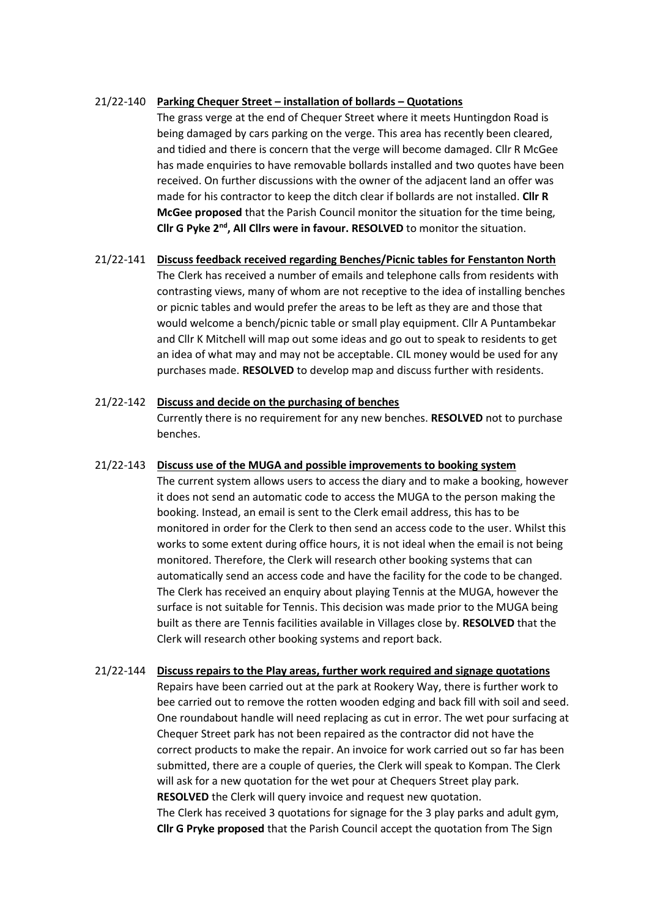21/22-140 **Parking Chequer Street – installation of bollards – Quotations**

The grass verge at the end of Chequer Street where it meets Huntingdon Road is being damaged by cars parking on the verge. This area has recently been cleared, and tidied and there is concern that the verge will become damaged. Cllr R McGee has made enquiries to have removable bollards installed and two quotes have been received. On further discussions with the owner of the adjacent land an offer was made for his contractor to keep the ditch clear if bollards are not installed. **Cllr R McGee proposed** that the Parish Council monitor the situation for the time being, **Cllr G Pyke 2nd, All Cllrs were in favour. RESOLVED** to monitor the situation.

21/22-141 **Discuss feedback received regarding Benches/Picnic tables for Fenstanton North**

The Clerk has received a number of emails and telephone calls from residents with contrasting views, many of whom are not receptive to the idea of installing benches or picnic tables and would prefer the areas to be left as they are and those that would welcome a bench/picnic table or small play equipment. Cllr A Puntambekar and Cllr K Mitchell will map out some ideas and go out to speak to residents to get an idea of what may and may not be acceptable. CIL money would be used for any purchases made. **RESOLVED** to develop map and discuss further with residents.

21/22-142 **Discuss and decide on the purchasing of benches**

Currently there is no requirement for any new benches. **RESOLVED** not to purchase benches.

21/22-143 **Discuss use of the MUGA and possible improvements to booking system**

The current system allows users to access the diary and to make a booking, however it does not send an automatic code to access the MUGA to the person making the booking. Instead, an email is sent to the Clerk email address, this has to be monitored in order for the Clerk to then send an access code to the user. Whilst this works to some extent during office hours, it is not ideal when the email is not being monitored. Therefore, the Clerk will research other booking systems that can automatically send an access code and have the facility for the code to be changed. The Clerk has received an enquiry about playing Tennis at the MUGA, however the surface is not suitable for Tennis. This decision was made prior to the MUGA being built as there are Tennis facilities available in Villages close by. **RESOLVED** that the Clerk will research other booking systems and report back.

21/22-144 **Discuss repairs to the Play areas, further work required and signage quotations**

Repairs have been carried out at the park at Rookery Way, there is further work to bee carried out to remove the rotten wooden edging and back fill with soil and seed. One roundabout handle will need replacing as cut in error. The wet pour surfacing at Chequer Street park has not been repaired as the contractor did not have the correct products to make the repair. An invoice for work carried out so far has been submitted, there are a couple of queries, the Clerk will speak to Kompan. The Clerk will ask for a new quotation for the wet pour at Chequers Street play park. **RESOLVED** the Clerk will query invoice and request new quotation.

The Clerk has received 3 quotations for signage for the 3 play parks and adult gym, **Cllr G Pryke proposed** that the Parish Council accept the quotation from The Sign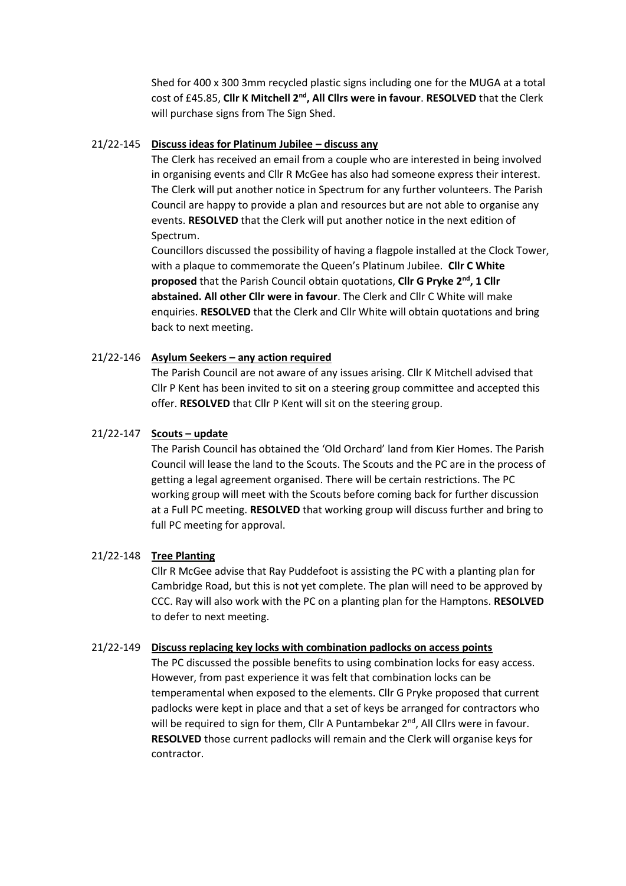Shed for 400 x 300 3mm recycled plastic signs including one for the MUGA at a total cost of £45.85, **Cllr K Mitchell 2nd, All Cllrs were in favour**. **RESOLVED** that the Clerk will purchase signs from The Sign Shed.

21/22-145 **Discuss ideas for Platinum Jubilee – discuss any**

The Clerk has received an email from a couple who are interested in being involved in organising events and Cllr R McGee has also had someone express their interest. The Clerk will put another notice in Spectrum for any further volunteers. The Parish Council are happy to provide a plan and resources but are not able to organise any events. **RESOLVED** that the Clerk will put another notice in the next edition of Spectrum.

Councillors discussed the possibility of having a flagpole installed at the Clock Tower, with a plaque to commemorate the Queen's Platinum Jubilee. **Cllr C White proposed** that the Parish Council obtain quotations, **Cllr G Pryke 2nd, 1 Cllr abstained. All other Cllr were in favour**. The Clerk and Cllr C White will make enquiries. **RESOLVED** that the Clerk and Cllr White will obtain quotations and bring back to next meeting.

21/22-146 **Asylum Seekers – any action required**

The Parish Council are not aware of any issues arising. Cllr K Mitchell advised that Cllr P Kent has been invited to sit on a steering group committee and accepted this offer. **RESOLVED** that Cllr P Kent will sit on the steering group.

21/22-147 **Scouts – update**

The Parish Council has obtained the 'Old Orchard' land from Kier Homes. The Parish Council will lease the land to the Scouts. The Scouts and the PC are in the process of getting a legal agreement organised. There will be certain restrictions. The PC working group will meet with the Scouts before coming back for further discussion at a Full PC meeting. **RESOLVED** that working group will discuss further and bring to full PC meeting for approval.

21/22-148 **Tree Planting**

Cllr R McGee advise that Ray Puddefoot is assisting the PC with a planting plan for Cambridge Road, but this is not yet complete. The plan will need to be approved by CCC. Ray will also work with the PC on a planting plan for the Hamptons. **RESOLVED** to defer to next meeting.

21/22-149 **Discuss replacing key locks with combination padlocks on access points**

The PC discussed the possible benefits to using combination locks for easy access. However, from past experience it was felt that combination locks can be temperamental when exposed to the elements. Cllr G Pryke proposed that current padlocks were kept in place and that a set of keys be arranged for contractors who will be required to sign for them, Cllr A Puntambekar 2nd, All Cllrs were in favour. **RESOLVED** those current padlocks will remain and the Clerk will organise keys for contractor.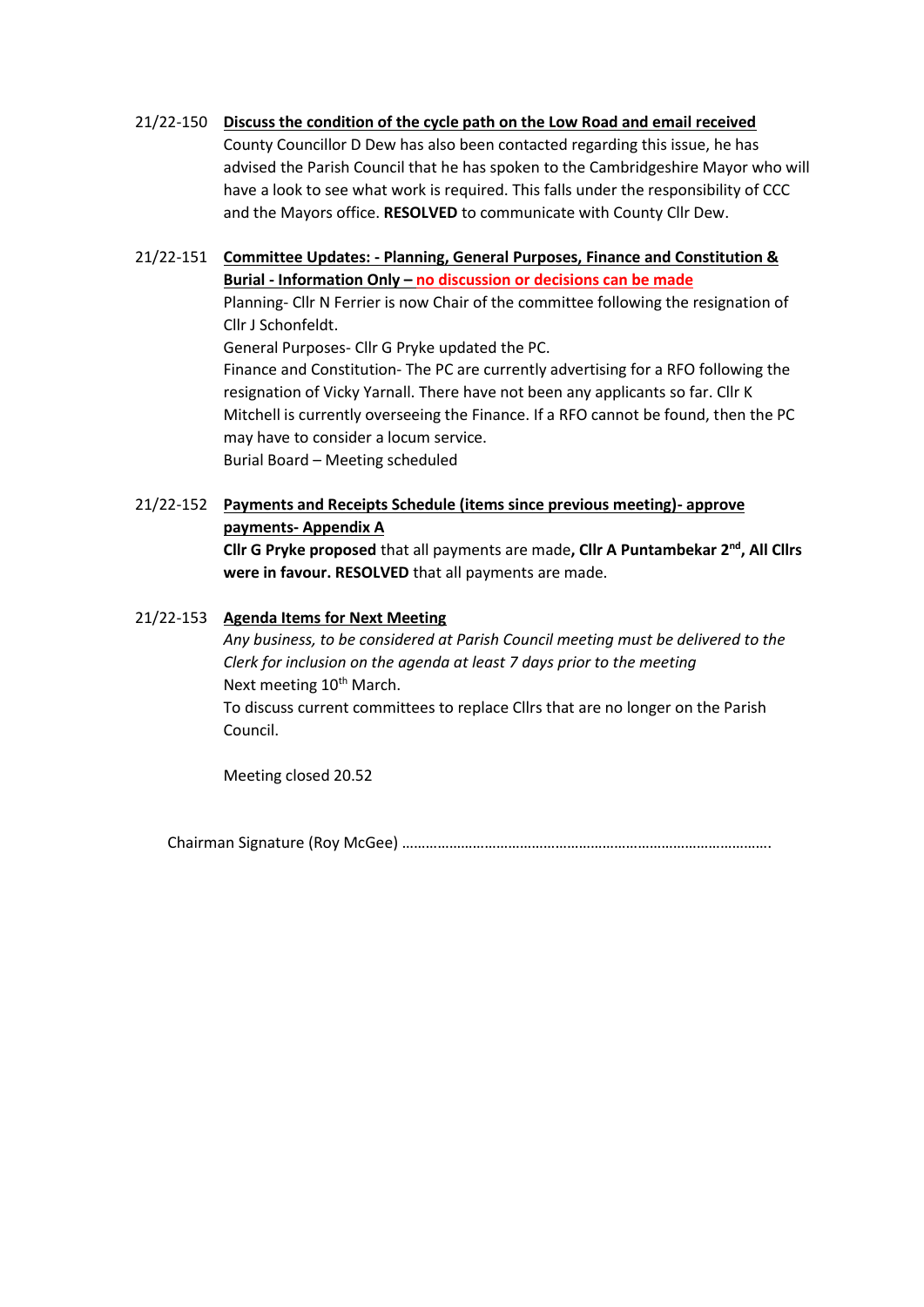21/22-150 **Discuss the condition of the cycle path on the Low Road and email received**

County Councillor D Dew has also been contacted regarding this issue, he has advised the Parish Council that he has spoken to the Cambridgeshire Mayor who will have a look to see what work is required. This falls under the responsibility of CCC and the Mayors office. **RESOLVED** to communicate with County Cllr Dew.

21/22-151 **Committee Updates: - Planning, General Purposes, Finance and Constitution & Burial - Information Only – no discussion or decisions can be made**

Planning- Cllr N Ferrier is now Chair of the committee following the resignation of Cllr J Schonfeldt.

General Purposes- Cllr G Pryke updated the PC.

Finance and Constitution- The PC are currently advertising for a RFO following the resignation of Vicky Yarnall. There have not been any applicants so far. Cllr K Mitchell is currently overseeing the Finance. If a RFO cannot be found, then the PC may have to consider a locum service.

Burial Board – Meeting scheduled

21/22-152 **Payments and Receipts Schedule (items since previous meeting)- approve payments- Appendix A**

**Cllr G Pryke proposed** that all payments are made**, Cllr A Puntambekar 2nd, All Cllrs were in favour. RESOLVED** that all payments are made.

21/22-153 **Agenda Items for Next Meeting**

*Any business, to be considered at Parish Council meeting must be delivered to the Clerk for inclusion on the agenda at least 7 days prior to the meeting*

Next meeting 10th March.

To discuss current committees to replace Cllrs that are no longer on the Parish Council.

Meeting closed 20.52

Chairman Signature (Roy McGee) ……………………………………………………………………………….